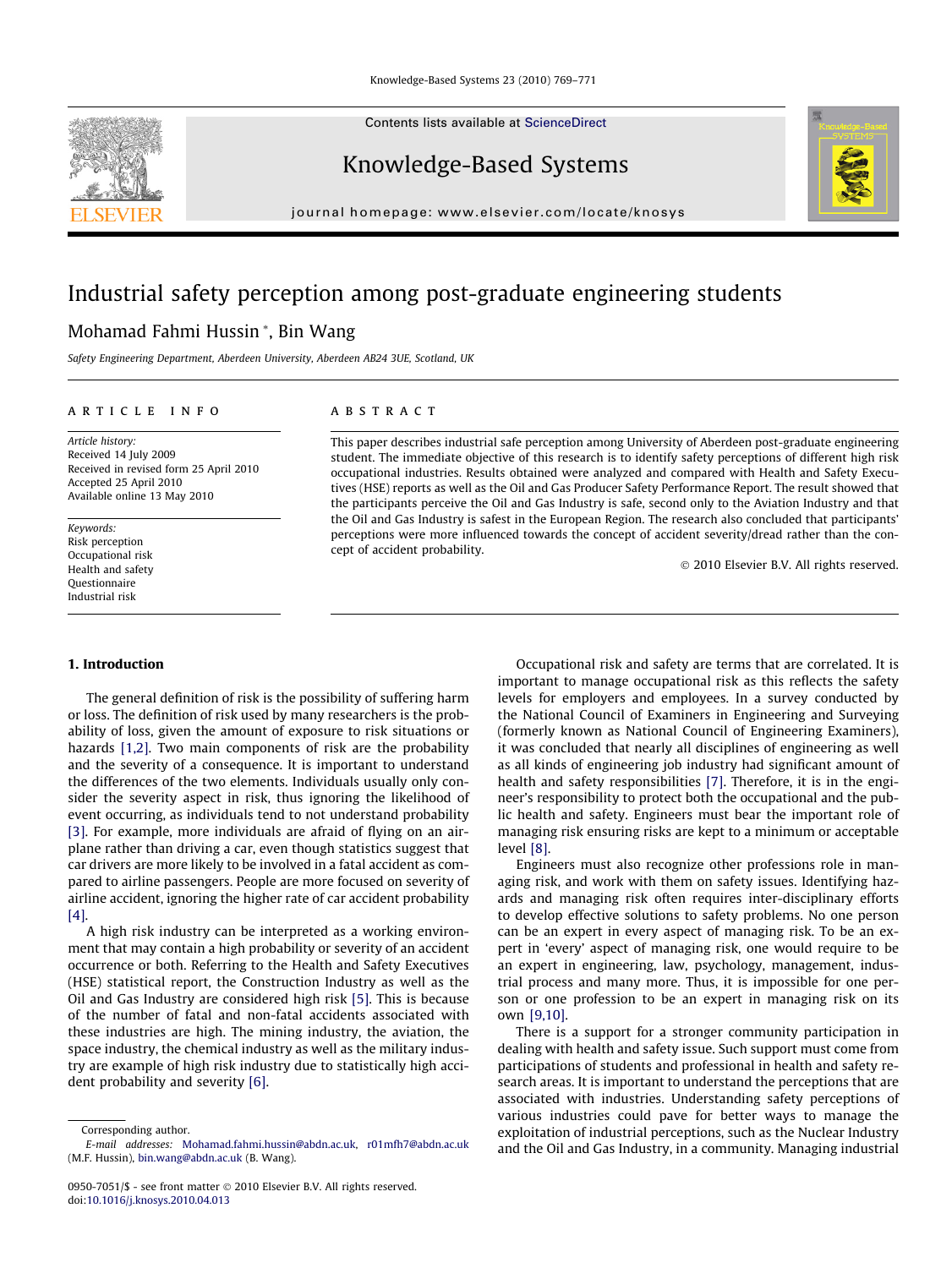# Industrial safety perception among post-graduate engineering students

Mohamad Fahmi Hussin *, Bin Wang

*Safety Engineering Department, Aberdeen University, Aberdeen AB24 3UE, Scotland, UK*

## ARTICLE INFO

*Article history:*
Received 14 July 2009
Received in revised form 25 April 2010
Accepted 25 April 2010
Available online 13 May 2010

*Keywords:*
Risk perception
Occupational risk
Health and safety
Questionnaire
Industrial risk

## ABSTRACT

This paper describes industrial safe perception among University of Aberdeen post-graduate engineering student. The immediate objective of this research is to identify safety perceptions of different high risk occupational industries. Results obtained were analyzed and compared with Health and Safety Executives (HSE) reports as well as the Oil and Gas Producer Safety Performance Report. The result showed that the participants perceive the Oil and Gas Industry is safe, second only to the Aviation Industry and that the Oil and Gas Industry is safest in the European Region. The research also concluded that participants' perceptions were more influenced towards the concept of accident severity/dread rather than the concept of accident probability.

© 2010 Elsevier B.V. All rights reserved.

## 1. Introduction

The general definition of risk is the possibility of suffering harm or loss. The definition of risk used by many researchers is the probability of loss, given the amount of exposure to risk situations or hazards [1,2]. Two main components of risk are the probability and the severity of a consequence. It is important to understand the differences of the two elements. Individuals usually only consider the severity aspect in risk, thus ignoring the likelihood of event occurring, as individuals tend to not understand probability [3]. For example, more individuals are afraid of flying on an airplane rather than driving a car, even though statistics suggest that car drivers are more likely to be involved in a fatal accident as compared to airline passengers. People are more focused on severity of airline accident, ignoring the higher rate of car accident probability [4].

A high risk industry can be interpreted as a working environment that may contain a high probability or severity of an accident occurrence or both. Referring to the Health and Safety Executives (HSE) statistical report, the Construction Industry as well as the Oil and Gas Industry are considered high risk [5]. This is because of the number of fatal and non-fatal accidents associated with these industries are high. The mining industry, the aviation, the space industry, the chemical industry as well as the military industry are example of high risk industry due to statistically high accident probability and severity [6].

Occupational risk and safety are terms that are correlated. It is important to manage occupational risk as this reflects the safety levels for employers and employees. In a survey conducted by the National Council of Examiners in Engineering and Surveying (formerly known as National Council of Engineering Examiners), it was concluded that nearly all disciplines of engineering as well as all kinds of engineering job industry had significant amount of health and safety responsibilities [7]. Therefore, it is in the engineer's responsibility to protect both the occupational and the public health and safety. Engineers must bear the important role of managing risk ensuring risks are kept to a minimum or acceptable level [8].

Engineers must also recognize other professions role in managing risk, and work with them on safety issues. Identifying hazards and managing risk often requires inter-disciplinary efforts to develop effective solutions to safety problems. No one person can be an expert in every aspect of managing risk. To be an expert in 'every' aspect of managing risk, one would require to be an expert in engineering, law, psychology, management, industrial process and many more. Thus, it is impossible for one person or one profession to be an expert in managing risk on its own [9,10].

There is a support for a stronger community participation in dealing with health and safety issue. Such support must come from participations of students and professional in health and safety research areas. It is important to understand the perceptions that are associated with industries. Understanding safety perceptions of various industries could pave for better ways to manage the exploitation of industrial perceptions, such as the Nuclear Industry and the Oil and Gas Industry, in a community. Managing industrial

* Corresponding author.
*E-mail addresses:* Mohamad.fahmi.hussin@abdn.ac.uk, r01mfh7@abdn.ac.uk (M.F. Hussin), bin.wang@abdn.ac.uk (B. Wang).

0950-7051/$ - see front matter © 2010 Elsevier B.V. All rights reserved.
doi:10.1016/j.knosys.2010.04.013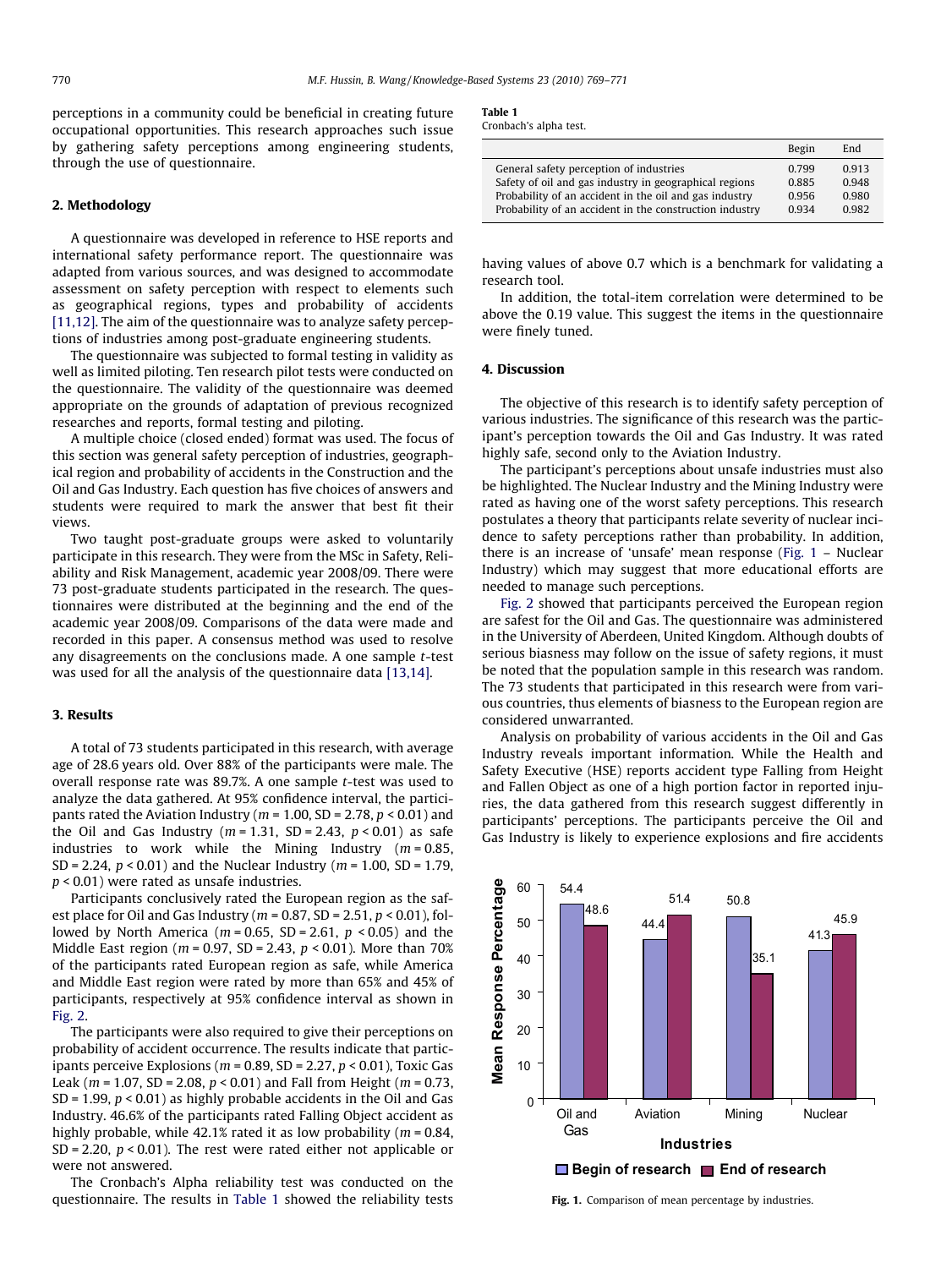perceptions in a community could be beneficial in creating future occupational opportunities. This research approaches such issue by gathering safety perceptions among engineering students, through the use of questionnaire.

## 2. Methodology

A questionnaire was developed in reference to HSE reports and international safety performance report. The questionnaire was adapted from various sources, and was designed to accommodate assessment on safety perception with respect to elements such as geographical regions, types and probability of accidents [11,12]. The aim of the questionnaire was to analyze safety perceptions of industries among post-graduate engineering students.

The questionnaire was subjected to formal testing in validity as well as limited piloting. Ten research pilot tests were conducted on the questionnaire. The validity of the questionnaire was deemed appropriate on the grounds of adaptation of previous recognized researches and reports, formal testing and piloting.

A multiple choice (closed ended) format was used. The focus of this section was general safety perception of industries, geographical region and probability of accidents in the Construction and the Oil and Gas Industry. Each question has five choices of answers and students were required to mark the answer that best fit their views.

Two taught post-graduate groups were asked to voluntarily participate in this research. They were from the MSc in Safety, Reliability and Risk Management, academic year 2008/09. There were 73 post-graduate students participated in the research. The questionnaires were distributed at the beginning and the end of the academic year 2008/09. Comparisons of the data were made and recorded in this paper. A consensus method was used to resolve any disagreements on the conclusions made. A one sample *t*-test was used for all the analysis of the questionnaire data [13,14].

## 3. Results

A total of 73 students participated in this research, with average age of 28.6 years old. Over 88% of the participants were male. The overall response rate was 89.7%. A one sample *t*-test was used to analyze the data gathered. At 95% confidence interval, the participants rated the Aviation Industry ($m = 1.00$, $SD = 2.78$, $p < 0.01$) and the Oil and Gas Industry ($m = 1.31$, $SD = 2.43$, $p < 0.01$) as safe industries to work while the Mining Industry ($m = 0.85$, $SD = 2.24$, $p < 0.01$) and the Nuclear Industry ($m = 1.00$, $SD = 1.79$, $p < 0.01$) were rated as unsafe industries.

Participants conclusively rated the European region as the safest place for Oil and Gas Industry ($m = 0.87$, $SD = 2.51$, $p < 0.01$), followed by North America ($m = 0.65$, $SD = 2.61$, $p < 0.05$) and the Middle East region ($m = 0.97$, $SD = 2.43$, $p < 0.01$). More than 70% of the participants rated European region as safe, while America and Middle East region were rated by more than 65% and 45% of participants, respectively at 95% confidence interval as shown in Fig. 2.

The participants were also required to give their perceptions on probability of accident occurrence. The results indicate that participants perceive Explosions ($m = 0.89$, $SD = 2.27$, $p < 0.01$), Toxic Gas Leak ($m = 1.07$, $SD = 2.08$, $p < 0.01$) and Fall from Height ($m = 0.73$, $SD = 1.99$, $p < 0.01$) as highly probable accidents in the Oil and Gas Industry. 46.6% of the participants rated Falling Object accident as highly probable, while 42.1% rated it as low probability ($m = 0.84$, $SD = 2.20$, $p < 0.01$). The rest were rated either not applicable or were not answered.

The Cronbach's Alpha reliability test was conducted on the questionnaire. The results in Table 1 showed the reliability tests having values of above 0.7 which is a benchmark for validating a research tool.

**Table 1**
Cronbach's alpha test.

| | Begin | End |
|---|---|---|
| General safety perception of industries | 0.799 | 0.913 |
| Safety of oil and gas industry in geographical regions | 0.885 | 0.948 |
| Probability of an accident in the oil and gas industry | 0.956 | 0.980 |
| Probability of an accident in the construction industry | 0.934 | 0.982 |

In addition, the total-item correlation were determined to be above the 0.19 value. This suggest the items in the questionnaire were finely tuned.

## 4. Discussion

The objective of this research is to identify safety perception of various industries. The significance of this research was the participant's perception towards the Oil and Gas Industry. It was rated highly safe, second only to the Aviation Industry.

The participant's perceptions about unsafe industries must also be highlighted. The Nuclear Industry and the Mining Industry were rated as having one of the worst safety perceptions. This research postulates a theory that participants relate severity of nuclear incidence to safety perceptions rather than probability. In addition, there is an increase of 'unsafe' mean response (Fig. 1 – Nuclear Industry) which may suggest that more educational efforts are needed to manage such perceptions.

Fig. 2 showed that participants perceived the European region are safest for the Oil and Gas. The questionnaire was administered in the University of Aberdeen, United Kingdom. Although doubts of serious biasness may follow on the issue of safety regions, it must be noted that the population sample in this research was random. The 73 students that participated in this research were from various countries, thus elements of biasness to the European region are considered unwarranted.

Analysis on probability of various accidents in the Oil and Gas Industry reveals important information. While the Health and Safety Executive (HSE) reports accident type Falling from Height and Fallen Object as one of a high portion factor in reported injuries, the data gathered from this research suggest differently in participants' perceptions. The participants perceive the Oil and Gas Industry is likely to experience explosions and fire accidents

| Industries | Begin of research | End of research |
|---|---|---|
| Oil and Gas | 54.4 | 48.6 |
| Aviation | 44.4 | 51.4 |
| Mining | 50.8 | 35.1 |
| Nuclear | 41.3 | 45.9 |

**Fig. 1.** Comparison of mean percentage by industries.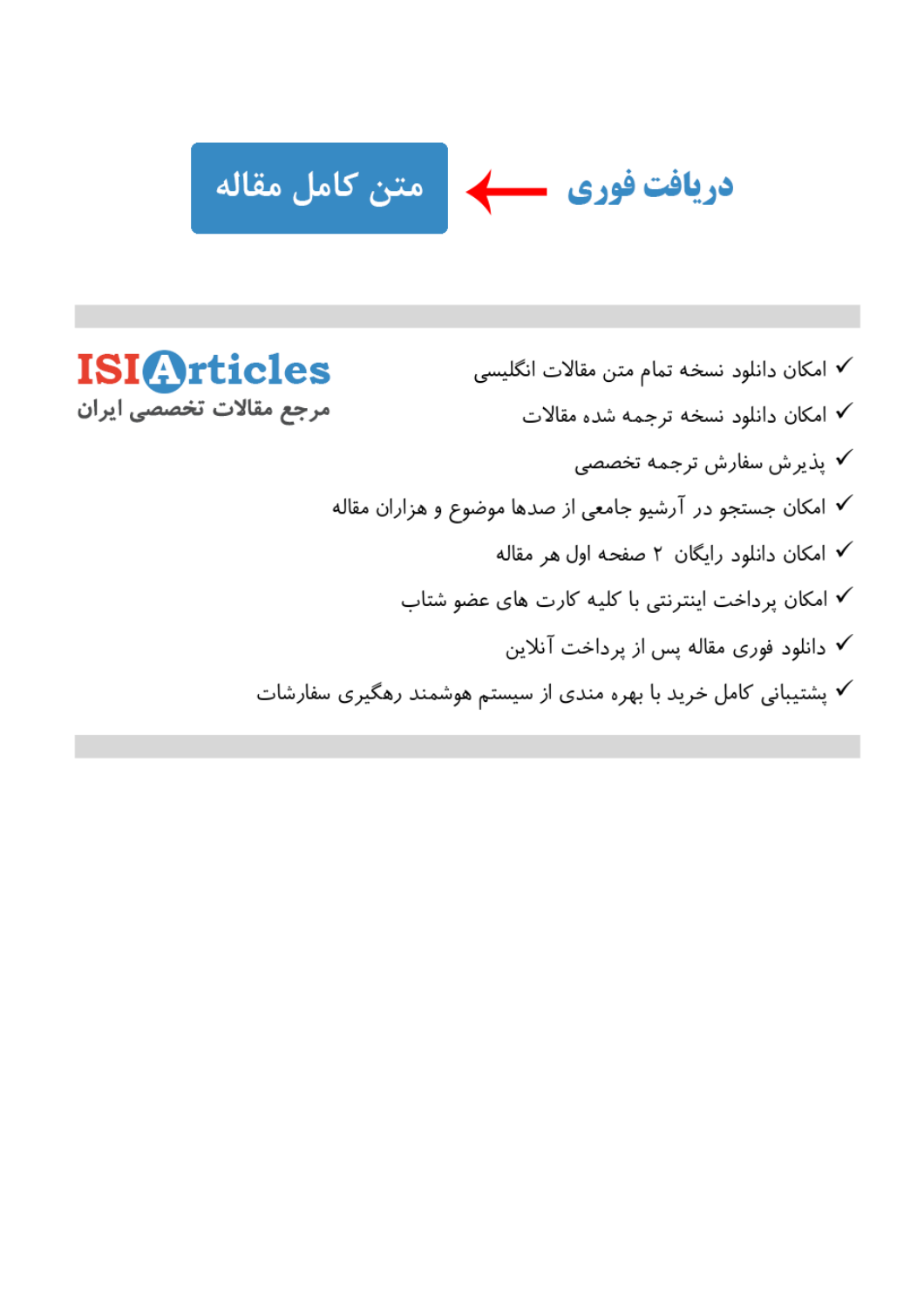دریافت فوری ← متن کامل مقاله

**ISIArticles**
مرجع مقالات تخصصی ایران

- ✓ امکان دانلود نسخه تمام متن مقالات انگلیسی
- ✓ امکان دانلود نسخه ترجمه شده مقالات
- ✓ پذیرش سفارش ترجمه تخصصی
- ✓ امکان جستجو در آرشیو جامعی از صدها موضوع و هزاران مقاله
- ✓ امکان دانلود رایگان ۲ صفحه اول هر مقاله
- ✓ امکان پرداخت اینترنتی با کلیه کارت های عضو شتاب
- ✓ دانلود فوری مقاله پس از پرداخت آنلاین
- ✓ پشتیبانی کامل خرید با بهره مندی از سیستم هوشمند رهگیری سفارشات